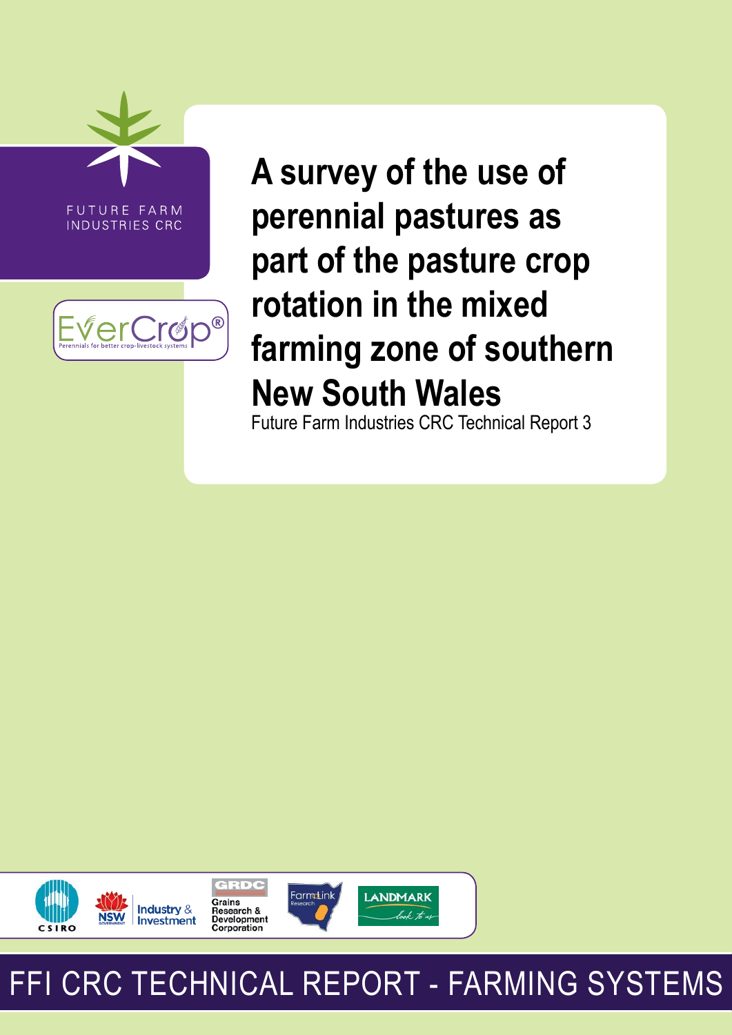FUTURE FARM INDUSTRIES CRC

EverCrop®

Perennials for better crop-livestock systems

# A survey of the use of perennial pastures as part of the pasture crop rotation in the mixed farming zone of southern New South Wales

Future Farm Industries CRC Technical Report 3

CSIRO

NSW Industry & Investment

GRDC Grains Research & Development Corporation

FarmLink Research

LANDMARK

FFI CRC TECHNICAL REPORT - FARMING SYSTEMS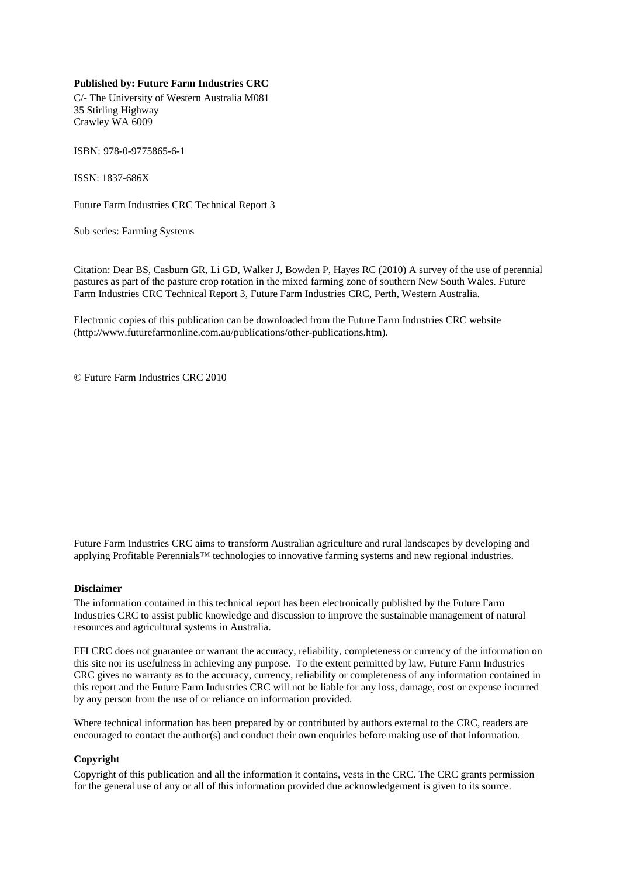**Published by: Future Farm Industries CRC**

C/- The University of Western Australia M081
35 Stirling Highway
Crawley WA 6009

ISBN: 978-0-9775865-6-1

ISSN: 1837-686X

Future Farm Industries CRC Technical Report 3

Sub series: Farming Systems

Citation: Dear BS, Casburn GR, Li GD, Walker J, Bowden P, Hayes RC (2010) A survey of the use of perennial pastures as part of the pasture crop rotation in the mixed farming zone of southern New South Wales. Future Farm Industries CRC Technical Report 3, Future Farm Industries CRC, Perth, Western Australia.

Electronic copies of this publication can be downloaded from the Future Farm Industries CRC website (http://www.futurefarmonline.com.au/publications/other-publications.htm).

© Future Farm Industries CRC 2010

Future Farm Industries CRC aims to transform Australian agriculture and rural landscapes by developing and applying Profitable Perennials™ technologies to innovative farming systems and new regional industries.

**Disclaimer**

The information contained in this technical report has been electronically published by the Future Farm Industries CRC to assist public knowledge and discussion to improve the sustainable management of natural resources and agricultural systems in Australia.

FFI CRC does not guarantee or warrant the accuracy, reliability, completeness or currency of the information on this site nor its usefulness in achieving any purpose. To the extent permitted by law, Future Farm Industries CRC gives no warranty as to the accuracy, currency, reliability or completeness of any information contained in this report and the Future Farm Industries CRC will not be liable for any loss, damage, cost or expense incurred by any person from the use of or reliance on information provided.

Where technical information has been prepared by or contributed by authors external to the CRC, readers are encouraged to contact the author(s) and conduct their own enquiries before making use of that information.

**Copyright**

Copyright of this publication and all the information it contains, vests in the CRC. The CRC grants permission for the general use of any or all of this information provided due acknowledgement is given to its source.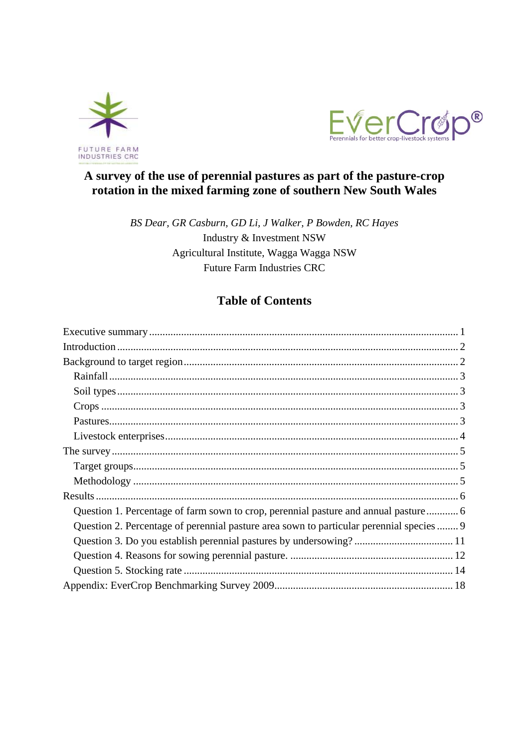# A survey of the use of perennial pastures as part of the pasture-crop rotation in the mixed farming zone of southern New South Wales

*BS Dear, GR Casburn, GD Li, J Walker, P Bowden, RC Hayes*

Industry & Investment NSW

Agricultural Institute, Wagga Wagga NSW

Future Farm Industries CRC

## Table of Contents

- Executive summary ..... 1
- Introduction ..... 2
- Background to target region ..... 2
  - Rainfall ..... 3
  - Soil types ..... 3
  - Crops ..... 3
  - Pastures ..... 3
  - Livestock enterprises ..... 4
- The survey ..... 5
  - Target groups ..... 5
  - Methodology ..... 5
- Results ..... 6
  - Question 1. Percentage of farm sown to crop, perennial pasture and annual pasture ..... 6
  - Question 2. Percentage of perennial pasture area sown to particular perennial species ..... 9
  - Question 3. Do you establish perennial pastures by undersowing? ..... 11
  - Question 4. Reasons for sowing perennial pasture. ..... 12
  - Question 5. Stocking rate ..... 14
- Appendix: EverCrop Benchmarking Survey 2009 ..... 18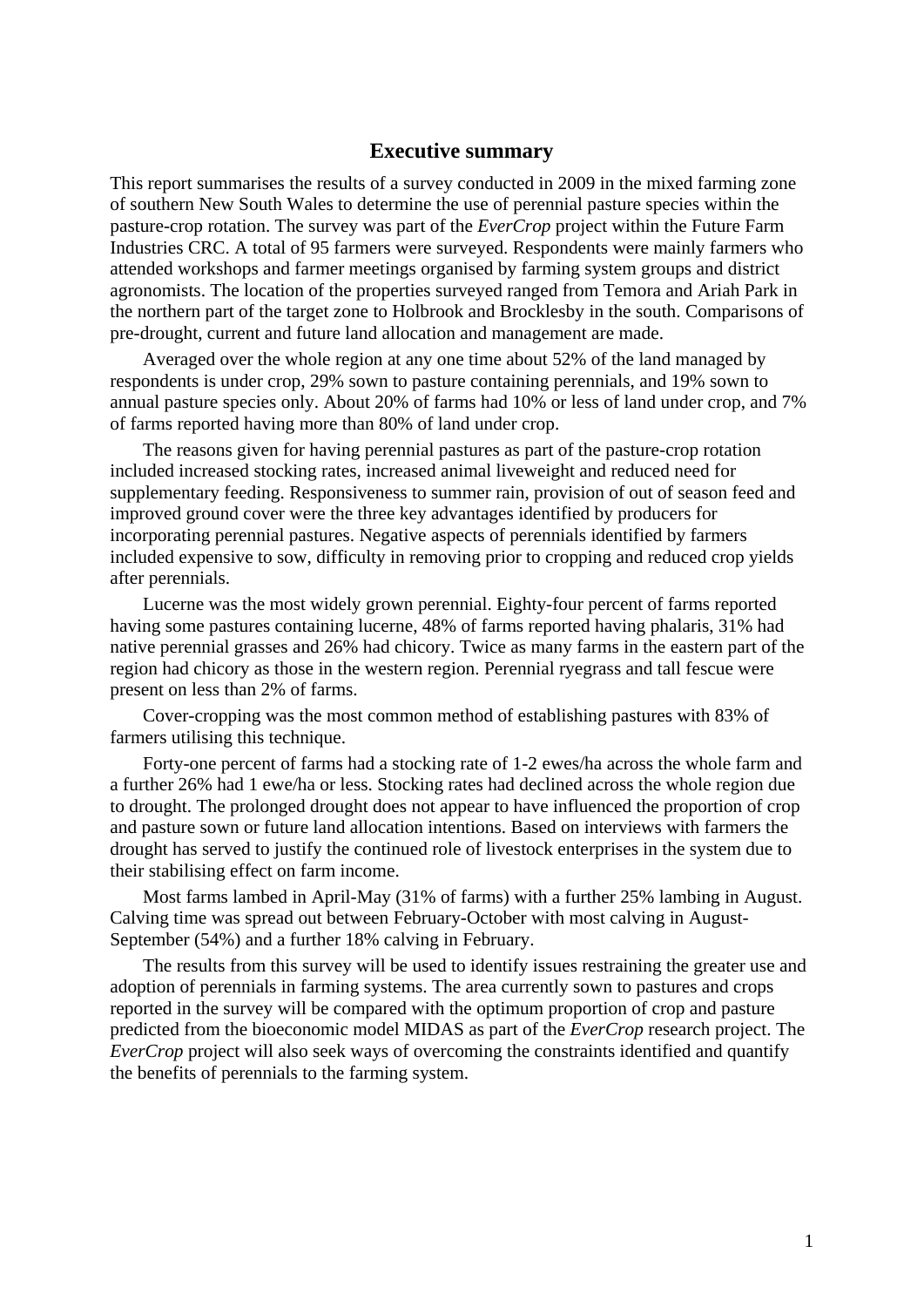# Executive summary

This report summarises the results of a survey conducted in 2009 in the mixed farming zone of southern New South Wales to determine the use of perennial pasture species within the pasture-crop rotation. The survey was part of the *EverCrop* project within the Future Farm Industries CRC. A total of 95 farmers were surveyed. Respondents were mainly farmers who attended workshops and farmer meetings organised by farming system groups and district agronomists. The location of the properties surveyed ranged from Temora and Ariah Park in the northern part of the target zone to Holbrook and Brocklesby in the south. Comparisons of pre-drought, current and future land allocation and management are made.

Averaged over the whole region at any one time about 52% of the land managed by respondents is under crop, 29% sown to pasture containing perennials, and 19% sown to annual pasture species only. About 20% of farms had 10% or less of land under crop, and 7% of farms reported having more than 80% of land under crop.

The reasons given for having perennial pastures as part of the pasture-crop rotation included increased stocking rates, increased animal liveweight and reduced need for supplementary feeding. Responsiveness to summer rain, provision of out of season feed and improved ground cover were the three key advantages identified by producers for incorporating perennial pastures. Negative aspects of perennials identified by farmers included expensive to sow, difficulty in removing prior to cropping and reduced crop yields after perennials.

Lucerne was the most widely grown perennial. Eighty-four percent of farms reported having some pastures containing lucerne, 48% of farms reported having phalaris, 31% had native perennial grasses and 26% had chicory. Twice as many farms in the eastern part of the region had chicory as those in the western region. Perennial ryegrass and tall fescue were present on less than 2% of farms.

Cover-cropping was the most common method of establishing pastures with 83% of farmers utilising this technique.

Forty-one percent of farms had a stocking rate of 1-2 ewes/ha across the whole farm and a further 26% had 1 ewe/ha or less. Stocking rates had declined across the whole region due to drought. The prolonged drought does not appear to have influenced the proportion of crop and pasture sown or future land allocation intentions. Based on interviews with farmers the drought has served to justify the continued role of livestock enterprises in the system due to their stabilising effect on farm income.

Most farms lambed in April-May (31% of farms) with a further 25% lambing in August. Calving time was spread out between February-October with most calving in August-September (54%) and a further 18% calving in February.

The results from this survey will be used to identify issues restraining the greater use and adoption of perennials in farming systems. The area currently sown to pastures and crops reported in the survey will be compared with the optimum proportion of crop and pasture predicted from the bioeconomic model MIDAS as part of the *EverCrop* research project. The *EverCrop* project will also seek ways of overcoming the constraints identified and quantify the benefits of perennials to the farming system.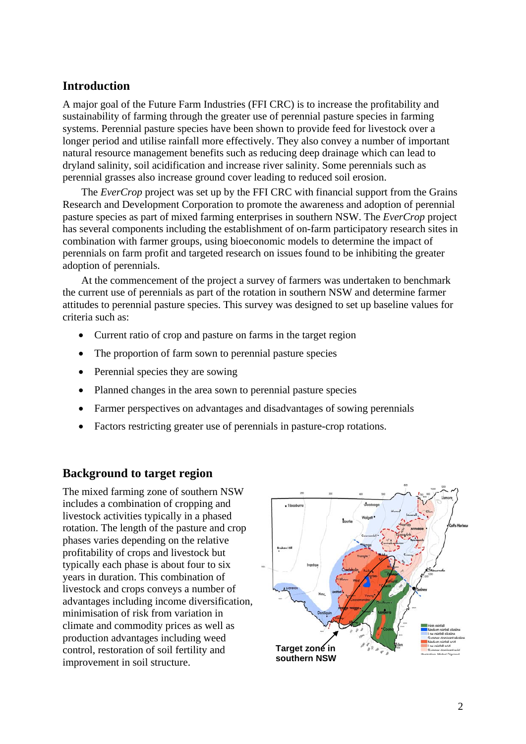## Introduction

A major goal of the Future Farm Industries (FFI CRC) is to increase the profitability and sustainability of farming through the greater use of perennial pasture species in farming systems. Perennial pasture species have been shown to provide feed for livestock over a longer period and utilise rainfall more effectively. They also convey a number of important natural resource management benefits such as reducing deep drainage which can lead to dryland salinity, soil acidification and increase river salinity. Some perennials such as perennial grasses also increase ground cover leading to reduced soil erosion.

The *EverCrop* project was set up by the FFI CRC with financial support from the Grains Research and Development Corporation to promote the awareness and adoption of perennial pasture species as part of mixed farming enterprises in southern NSW. The *EverCrop* project has several components including the establishment of on-farm participatory research sites in combination with farmer groups, using bioeconomic models to determine the impact of perennials on farm profit and targeted research on issues found to be inhibiting the greater adoption of perennials.

At the commencement of the project a survey of farmers was undertaken to benchmark the current use of perennials as part of the rotation in southern NSW and determine farmer attitudes to perennial pasture species. This survey was designed to set up baseline values for criteria such as:

- Current ratio of crop and pasture on farms in the target region
- The proportion of farm sown to perennial pasture species
- Perennial species they are sowing
- Planned changes in the area sown to perennial pasture species
- Farmer perspectives on advantages and disadvantages of sowing perennials
- Factors restricting greater use of perennials in pasture-crop rotations.

## Background to target region

The mixed farming zone of southern NSW includes a combination of cropping and livestock activities typically in a phased rotation. The length of the pasture and crop phases varies depending on the relative profitability of crops and livestock but typically each phase is about four to six years in duration. This combination of livestock and crops conveys a number of advantages including income diversification, minimisation of risk from variation in climate and commodity prices as well as production advantages including weed control, restoration of soil fertility and improvement in soil structure.

Target zone in southern NSW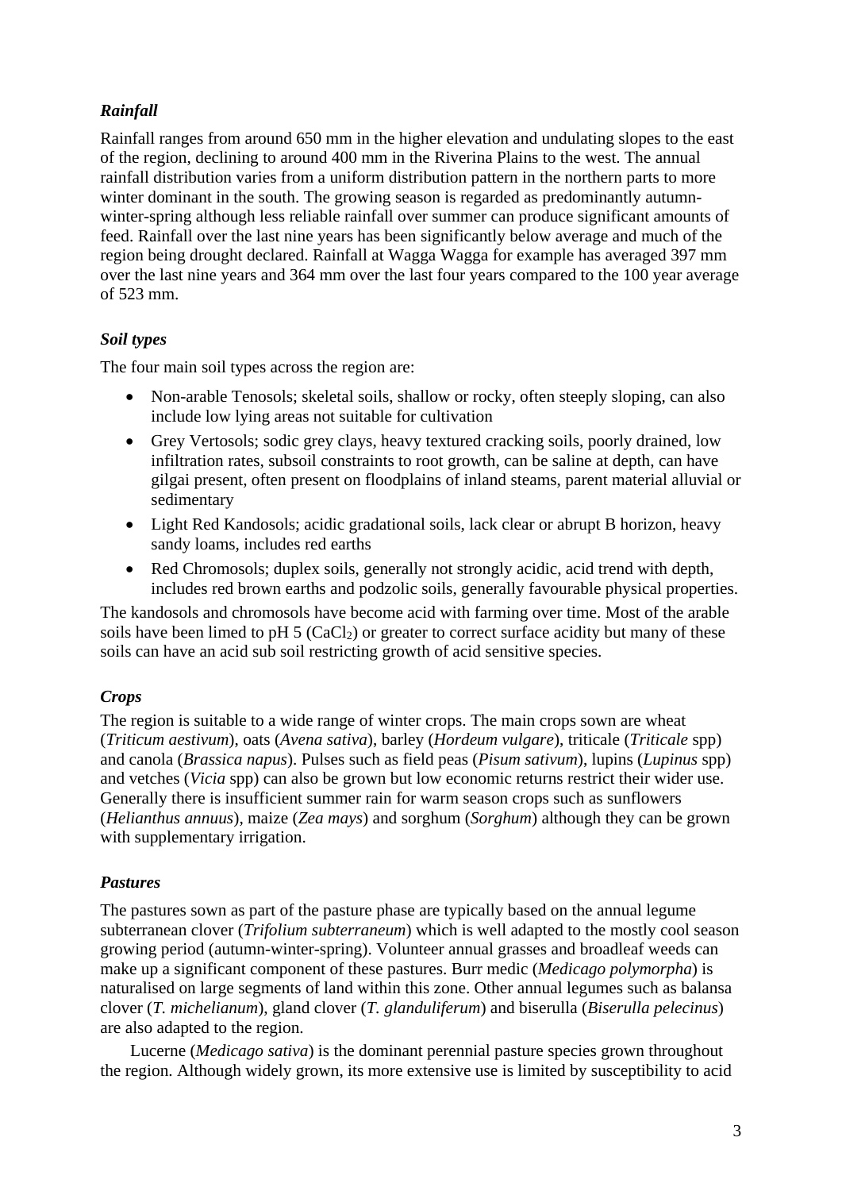### *Rainfall*

Rainfall ranges from around 650 mm in the higher elevation and undulating slopes to the east of the region, declining to around 400 mm in the Riverina Plains to the west. The annual rainfall distribution varies from a uniform distribution pattern in the northern parts to more winter dominant in the south. The growing season is regarded as predominantly autumn-winter-spring although less reliable rainfall over summer can produce significant amounts of feed. Rainfall over the last nine years has been significantly below average and much of the region being drought declared. Rainfall at Wagga Wagga for example has averaged 397 mm over the last nine years and 364 mm over the last four years compared to the 100 year average of 523 mm.

### *Soil types*

The four main soil types across the region are:

- Non-arable Tenosols; skeletal soils, shallow or rocky, often steeply sloping, can also include low lying areas not suitable for cultivation
- Grey Vertosols; sodic grey clays, heavy textured cracking soils, poorly drained, low infiltration rates, subsoil constraints to root growth, can be saline at depth, can have gilgai present, often present on floodplains of inland steams, parent material alluvial or sedimentary
- Light Red Kandosols; acidic gradational soils, lack clear or abrupt B horizon, heavy sandy loams, includes red earths
- Red Chromosols; duplex soils, generally not strongly acidic, acid trend with depth, includes red brown earths and podzolic soils, generally favourable physical properties.

The kandosols and chromosols have become acid with farming over time. Most of the arable soils have been limed to pH 5 ($CaCl_2$) or greater to correct surface acidity but many of these soils can have an acid sub soil restricting growth of acid sensitive species.

### *Crops*

The region is suitable to a wide range of winter crops. The main crops sown are wheat (*Triticum aestivum*), oats (*Avena sativa*), barley (*Hordeum vulgare*), triticale (*Triticale* spp) and canola (*Brassica napus*). Pulses such as field peas (*Pisum sativum*), lupins (*Lupinus* spp) and vetches (*Vicia* spp) can also be grown but low economic returns restrict their wider use. Generally there is insufficient summer rain for warm season crops such as sunflowers (*Helianthus annuus*), maize (*Zea mays*) and sorghum (*Sorghum*) although they can be grown with supplementary irrigation.

### *Pastures*

The pastures sown as part of the pasture phase are typically based on the annual legume subterranean clover (*Trifolium subterraneum*) which is well adapted to the mostly cool season growing period (autumn-winter-spring). Volunteer annual grasses and broadleaf weeds can make up a significant component of these pastures. Burr medic (*Medicago polymorpha*) is naturalised on large segments of land within this zone. Other annual legumes such as balansa clover (*T. michelianum*), gland clover (*T. glanduliferum*) and biserulla (*Biserulla pelecinus*) are also adapted to the region.

Lucerne (*Medicago sativa*) is the dominant perennial pasture species grown throughout the region. Although widely grown, its more extensive use is limited by susceptibility to acid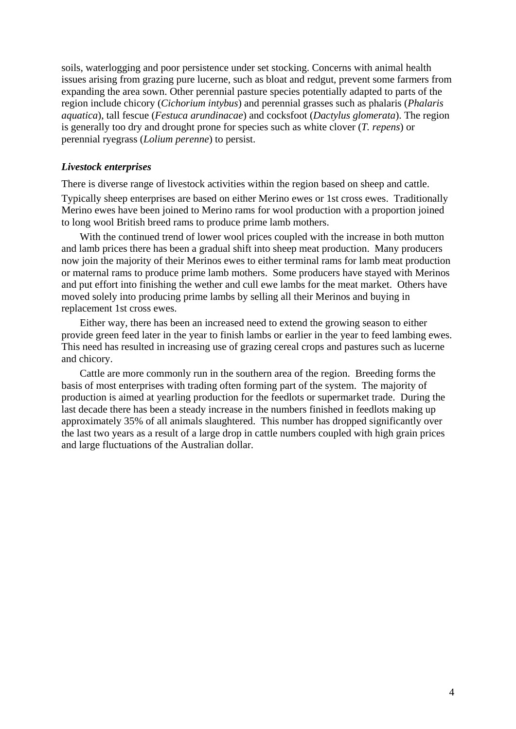soils, waterlogging and poor persistence under set stocking. Concerns with animal health issues arising from grazing pure lucerne, such as bloat and redgut, prevent some farmers from expanding the area sown. Other perennial pasture species potentially adapted to parts of the region include chicory (*Cichorium intybus*) and perennial grasses such as phalaris (*Phalaris aquatica*), tall fescue (*Festuca arundinacae*) and cocksfoot (*Dactylus glomerata*). The region is generally too dry and drought prone for species such as white clover (*T. repens*) or perennial ryegrass (*Lolium perenne*) to persist.

### *Livestock enterprises*

There is diverse range of livestock activities within the region based on sheep and cattle.

Typically sheep enterprises are based on either Merino ewes or 1st cross ewes. Traditionally Merino ewes have been joined to Merino rams for wool production with a proportion joined to long wool British breed rams to produce prime lamb mothers.

With the continued trend of lower wool prices coupled with the increase in both mutton and lamb prices there has been a gradual shift into sheep meat production. Many producers now join the majority of their Merinos ewes to either terminal rams for lamb meat production or maternal rams to produce prime lamb mothers. Some producers have stayed with Merinos and put effort into finishing the wether and cull ewe lambs for the meat market. Others have moved solely into producing prime lambs by selling all their Merinos and buying in replacement 1st cross ewes.

Either way, there has been an increased need to extend the growing season to either provide green feed later in the year to finish lambs or earlier in the year to feed lambing ewes. This need has resulted in increasing use of grazing cereal crops and pastures such as lucerne and chicory.

Cattle are more commonly run in the southern area of the region. Breeding forms the basis of most enterprises with trading often forming part of the system. The majority of production is aimed at yearling production for the feedlots or supermarket trade. During the last decade there has been a steady increase in the numbers finished in feedlots making up approximately 35% of all animals slaughtered. This number has dropped significantly over the last two years as a result of a large drop in cattle numbers coupled with high grain prices and large fluctuations of the Australian dollar.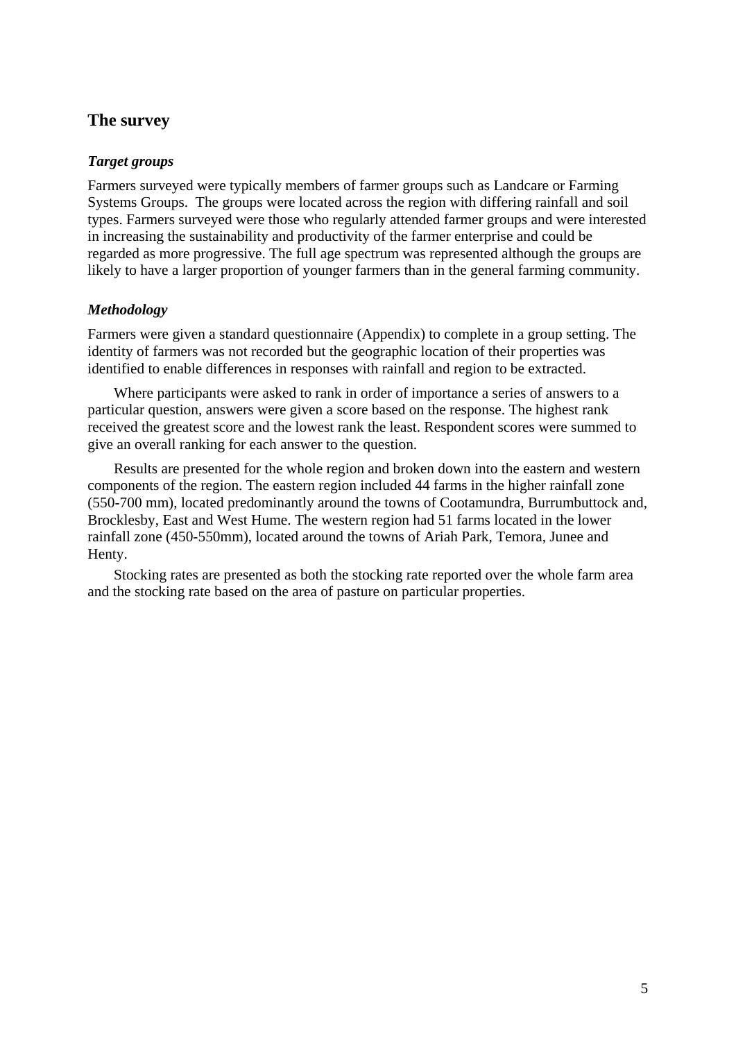## The survey

### *Target groups*

Farmers surveyed were typically members of farmer groups such as Landcare or Farming Systems Groups. The groups were located across the region with differing rainfall and soil types. Farmers surveyed were those who regularly attended farmer groups and were interested in increasing the sustainability and productivity of the farmer enterprise and could be regarded as more progressive. The full age spectrum was represented although the groups are likely to have a larger proportion of younger farmers than in the general farming community.

### *Methodology*

Farmers were given a standard questionnaire (Appendix) to complete in a group setting. The identity of farmers was not recorded but the geographic location of their properties was identified to enable differences in responses with rainfall and region to be extracted.

Where participants were asked to rank in order of importance a series of answers to a particular question, answers were given a score based on the response. The highest rank received the greatest score and the lowest rank the least. Respondent scores were summed to give an overall ranking for each answer to the question.

Results are presented for the whole region and broken down into the eastern and western components of the region. The eastern region included 44 farms in the higher rainfall zone (550-700 mm), located predominantly around the towns of Cootamundra, Burrumbuttock and, Brocklesby, East and West Hume. The western region had 51 farms located in the lower rainfall zone (450-550mm), located around the towns of Ariah Park, Temora, Junee and Henty.

Stocking rates are presented as both the stocking rate reported over the whole farm area and the stocking rate based on the area of pasture on particular properties.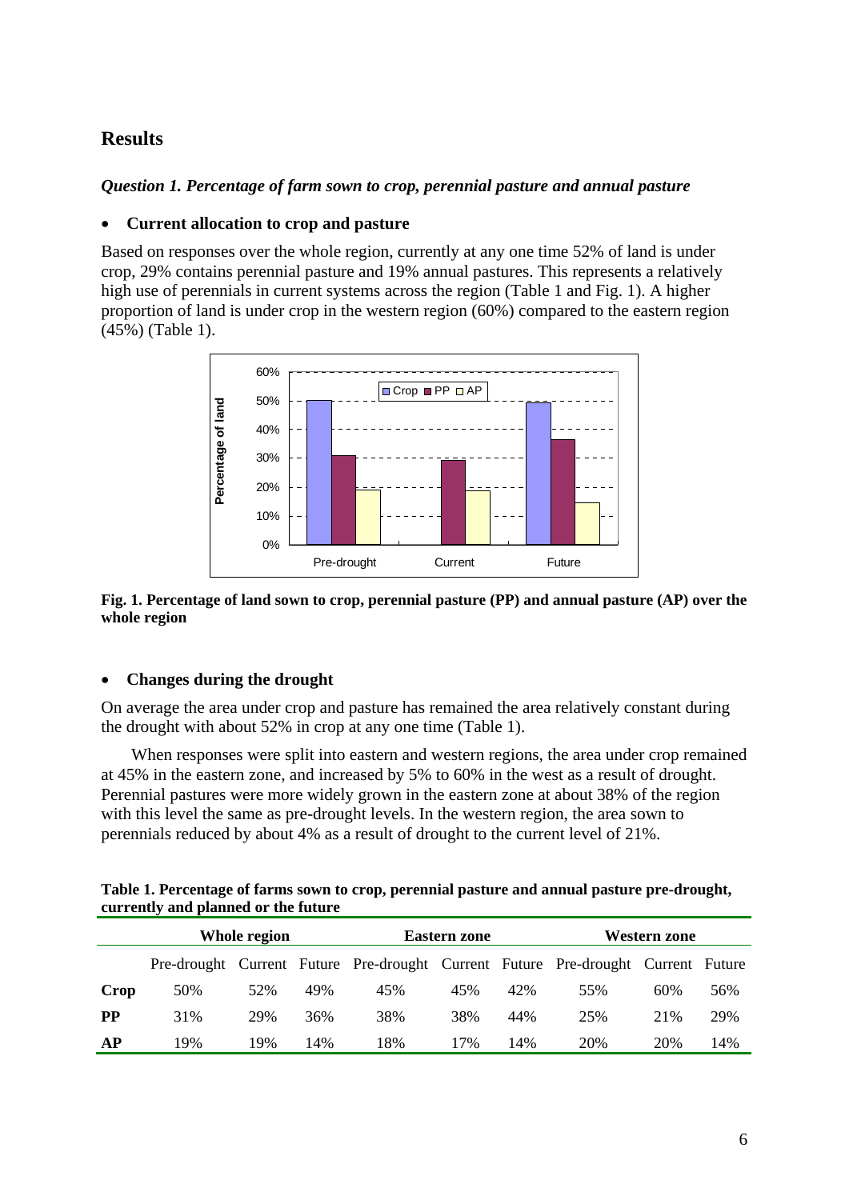## Results

### *Question 1. Percentage of farm sown to crop, perennial pasture and annual pasture*

- **Current allocation to crop and pasture**

Based on responses over the whole region, currently at any one time 52% of land is under crop, 29% contains perennial pasture and 19% annual pastures. This represents a relatively high use of perennials in current systems across the region (Table 1 and Fig. 1). A higher proportion of land is under crop in the western region (60%) compared to the eastern region (45%) (Table 1).

**Fig. 1. Percentage of land sown to crop, perennial pasture (PP) and annual pasture (AP) over the whole region**

- **Changes during the drought**

On average the area under crop and pasture has remained the area relatively constant during the drought with about 52% in crop at any one time (Table 1).

When responses were split into eastern and western regions, the area under crop remained at 45% in the eastern zone, and increased by 5% to 60% in the west as a result of drought. Perennial pastures were more widely grown in the eastern zone at about 38% of the region with this level the same as pre-drought levels. In the western region, the area sown to perennials reduced by about 4% as a result of drought to the current level of 21%.

**Table 1. Percentage of farms sown to crop, perennial pasture and annual pasture pre-drought, currently and planned or the future**

| | Whole region | | | Eastern zone | | | Western zone | | |
|---|---|---|---|---|---|---|---|---|---|
| | Pre-drought | Current | Future | Pre-drought | Current | Future | Pre-drought | Current | Future |
| **Crop** | 50% | 52% | 49% | 45% | 45% | 42% | 55% | 60% | 56% |
| **PP** | 31% | 29% | 36% | 38% | 38% | 44% | 25% | 21% | 29% |
| **AP** | 19% | 19% | 14% | 18% | 17% | 14% | 20% | 20% | 14% |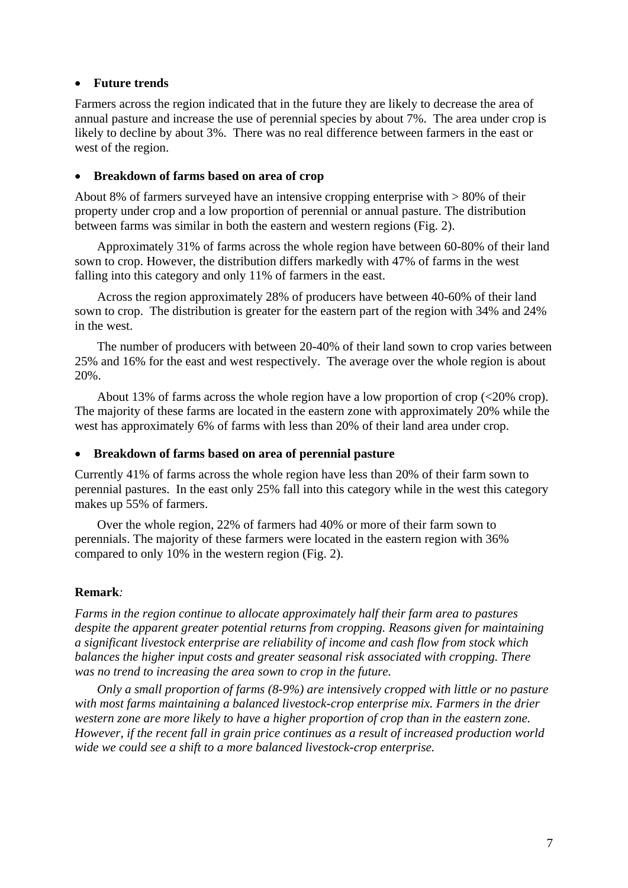- **Future trends**

Farmers across the region indicated that in the future they are likely to decrease the area of annual pasture and increase the use of perennial species by about 7%. The area under crop is likely to decline by about 3%. There was no real difference between farmers in the east or west of the region.

- **Breakdown of farms based on area of crop**

About 8% of farmers surveyed have an intensive cropping enterprise with > 80% of their property under crop and a low proportion of perennial or annual pasture. The distribution between farms was similar in both the eastern and western regions (Fig. 2).

Approximately 31% of farms across the whole region have between 60-80% of their land sown to crop. However, the distribution differs markedly with 47% of farms in the west falling into this category and only 11% of farmers in the east.

Across the region approximately 28% of producers have between 40-60% of their land sown to crop. The distribution is greater for the eastern part of the region with 34% and 24% in the west.

The number of producers with between 20-40% of their land sown to crop varies between 25% and 16% for the east and west respectively. The average over the whole region is about 20%.

About 13% of farms across the whole region have a low proportion of crop (<20% crop). The majority of these farms are located in the eastern zone with approximately 20% while the west has approximately 6% of farms with less than 20% of their land area under crop.

- **Breakdown of farms based on area of perennial pasture**

Currently 41% of farms across the whole region have less than 20% of their farm sown to perennial pastures. In the east only 25% fall into this category while in the west this category makes up 55% of farmers.

Over the whole region, 22% of farmers had 40% or more of their farm sown to perennials. The majority of these farmers were located in the eastern region with 36% compared to only 10% in the western region (Fig. 2).

**Remark***:*

*Farms in the region continue to allocate approximately half their farm area to pastures despite the apparent greater potential returns from cropping. Reasons given for maintaining a significant livestock enterprise are reliability of income and cash flow from stock which balances the higher input costs and greater seasonal risk associated with cropping. There was no trend to increasing the area sown to crop in the future.*

*Only a small proportion of farms (8-9%) are intensively cropped with little or no pasture with most farms maintaining a balanced livestock-crop enterprise mix. Farmers in the drier western zone are more likely to have a higher proportion of crop than in the eastern zone. However, if the recent fall in grain price continues as a result of increased production world wide we could see a shift to a more balanced livestock-crop enterprise.*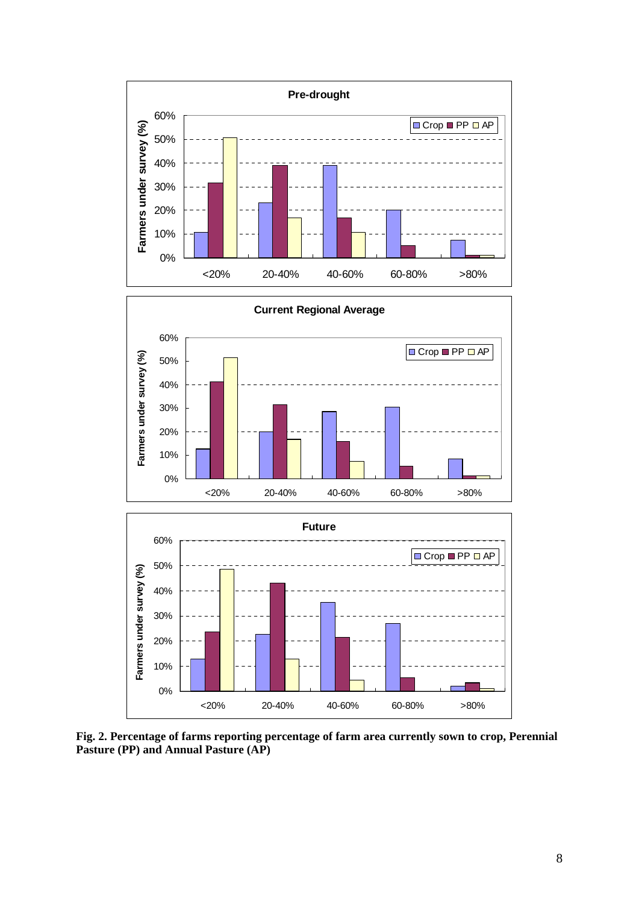**Fig. 2. Percentage of farms reporting percentage of farm area currently sown to crop, Perennial Pasture (PP) and Annual Pasture (AP)**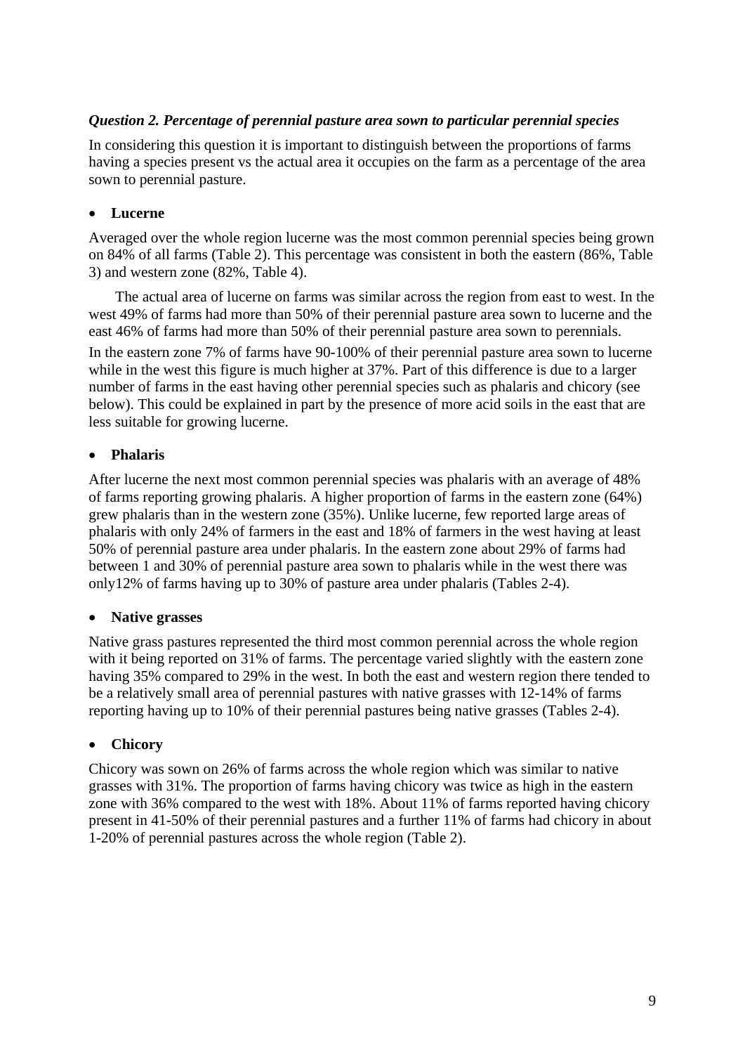***Question 2. Percentage of perennial pasture area sown to particular perennial species***

In considering this question it is important to distinguish between the proportions of farms having a species present vs the actual area it occupies on the farm as a percentage of the area sown to perennial pasture.

- **Lucerne**

Averaged over the whole region lucerne was the most common perennial species being grown on 84% of all farms (Table 2). This percentage was consistent in both the eastern (86%, Table 3) and western zone (82%, Table 4).

The actual area of lucerne on farms was similar across the region from east to west. In the west 49% of farms had more than 50% of their perennial pasture area sown to lucerne and the east 46% of farms had more than 50% of their perennial pasture area sown to perennials. In the eastern zone 7% of farms have 90-100% of their perennial pasture area sown to lucerne while in the west this figure is much higher at 37%. Part of this difference is due to a larger number of farms in the east having other perennial species such as phalaris and chicory (see below). This could be explained in part by the presence of more acid soils in the east that are less suitable for growing lucerne.

- **Phalaris**

After lucerne the next most common perennial species was phalaris with an average of 48% of farms reporting growing phalaris. A higher proportion of farms in the eastern zone (64%) grew phalaris than in the western zone (35%). Unlike lucerne, few reported large areas of phalaris with only 24% of farmers in the east and 18% of farmers in the west having at least 50% of perennial pasture area under phalaris. In the eastern zone about 29% of farms had between 1 and 30% of perennial pasture area sown to phalaris while in the west there was only12% of farms having up to 30% of pasture area under phalaris (Tables 2-4).

- **Native grasses**

Native grass pastures represented the third most common perennial across the whole region with it being reported on 31% of farms. The percentage varied slightly with the eastern zone having 35% compared to 29% in the west. In both the east and western region there tended to be a relatively small area of perennial pastures with native grasses with 12-14% of farms reporting having up to 10% of their perennial pastures being native grasses (Tables 2-4).

- **Chicory**

Chicory was sown on 26% of farms across the whole region which was similar to native grasses with 31%. The proportion of farms having chicory was twice as high in the eastern zone with 36% compared to the west with 18%. About 11% of farms reported having chicory present in 41-50% of their perennial pastures and a further 11% of farms had chicory in about 1-20% of perennial pastures across the whole region (Table 2).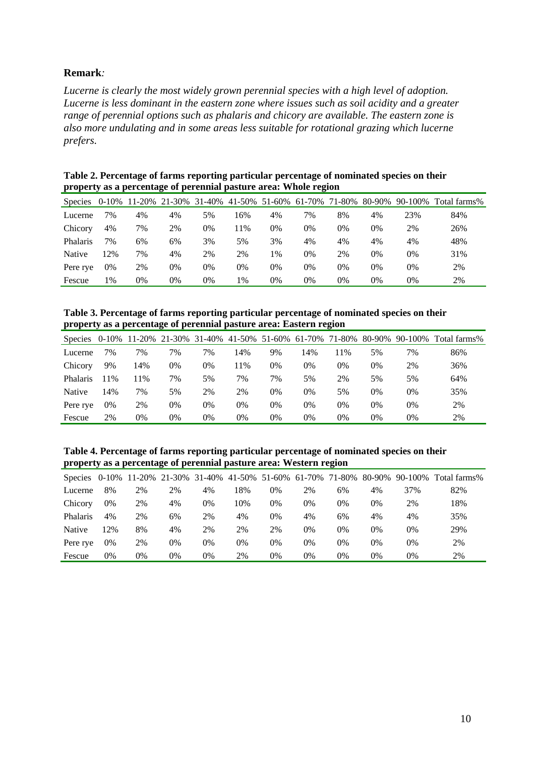**Remark***:*

*Lucerne is clearly the most widely grown perennial species with a high level of adoption. Lucerne is less dominant in the eastern zone where issues such as soil acidity and a greater range of perennial options such as phalaris and chicory are available. The eastern zone is also more undulating and in some areas less suitable for rotational grazing which lucerne prefers.*

**Table 2. Percentage of farms reporting particular percentage of nominated species on their property as a percentage of perennial pasture area: Whole region**

| Species | 0-10% | 11-20% | 21-30% | 31-40% | 41-50% | 51-60% | 61-70% | 71-80% | 80-90% | 90-100% | Total farms% |
|---|---|---|---|---|---|---|---|---|---|---|---|
| Lucerne | 7% | 4% | 4% | 5% | 16% | 4% | 7% | 8% | 4% | 23% | 84% |
| Chicory | 4% | 7% | 2% | 0% | 11% | 0% | 0% | 0% | 0% | 2% | 26% |
| Phalaris | 7% | 6% | 6% | 3% | 5% | 3% | 4% | 4% | 4% | 4% | 48% |
| Native | 12% | 7% | 4% | 2% | 2% | 1% | 0% | 2% | 0% | 0% | 31% |
| Pere rye | 0% | 2% | 0% | 0% | 0% | 0% | 0% | 0% | 0% | 0% | 2% |
| Fescue | 1% | 0% | 0% | 0% | 1% | 0% | 0% | 0% | 0% | 0% | 2% |

**Table 3. Percentage of farms reporting particular percentage of nominated species on their property as a percentage of perennial pasture area: Eastern region**

| Species | 0-10% | 11-20% | 21-30% | 31-40% | 41-50% | 51-60% | 61-70% | 71-80% | 80-90% | 90-100% | Total farms% |
|---|---|---|---|---|---|---|---|---|---|---|---|
| Lucerne | 7% | 7% | 7% | 7% | 14% | 9% | 14% | 11% | 5% | 7% | 86% |
| Chicory | 9% | 14% | 0% | 0% | 11% | 0% | 0% | 0% | 0% | 2% | 36% |
| Phalaris | 11% | 11% | 7% | 5% | 7% | 7% | 5% | 2% | 5% | 5% | 64% |
| Native | 14% | 7% | 5% | 2% | 2% | 0% | 0% | 5% | 0% | 0% | 35% |
| Pere rye | 0% | 2% | 0% | 0% | 0% | 0% | 0% | 0% | 0% | 0% | 2% |
| Fescue | 2% | 0% | 0% | 0% | 0% | 0% | 0% | 0% | 0% | 0% | 2% |

**Table 4. Percentage of farms reporting particular percentage of nominated species on their property as a percentage of perennial pasture area: Western region**

| Species | 0-10% | 11-20% | 21-30% | 31-40% | 41-50% | 51-60% | 61-70% | 71-80% | 80-90% | 90-100% | Total farms% |
|---|---|---|---|---|---|---|---|---|---|---|---|
| Lucerne | 8% | 2% | 2% | 4% | 18% | 0% | 2% | 6% | 4% | 37% | 82% |
| Chicory | 0% | 2% | 4% | 0% | 10% | 0% | 0% | 0% | 0% | 2% | 18% |
| Phalaris | 4% | 2% | 6% | 2% | 4% | 0% | 4% | 6% | 4% | 4% | 35% |
| Native | 12% | 8% | 4% | 2% | 2% | 2% | 0% | 0% | 0% | 0% | 29% |
| Pere rye | 0% | 2% | 0% | 0% | 0% | 0% | 0% | 0% | 0% | 0% | 2% |
| Fescue | 0% | 0% | 0% | 0% | 2% | 0% | 0% | 0% | 0% | 0% | 2% |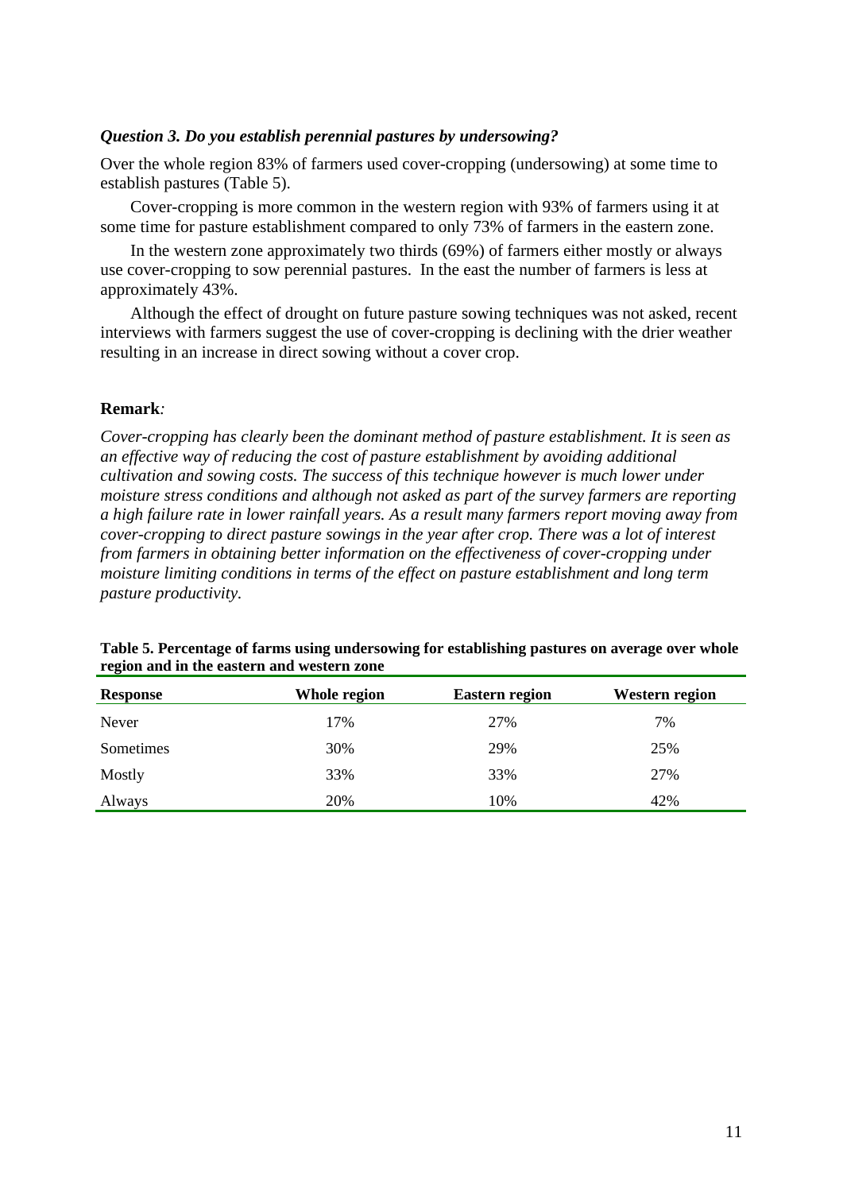### *Question 3. Do you establish perennial pastures by undersowing?*

Over the whole region 83% of farmers used cover-cropping (undersowing) at some time to establish pastures (Table 5).

Cover-cropping is more common in the western region with 93% of farmers using it at some time for pasture establishment compared to only 73% of farmers in the eastern zone.

In the western zone approximately two thirds (69%) of farmers either mostly or always use cover-cropping to sow perennial pastures. In the east the number of farmers is less at approximately 43%.

Although the effect of drought on future pasture sowing techniques was not asked, recent interviews with farmers suggest the use of cover-cropping is declining with the drier weather resulting in an increase in direct sowing without a cover crop.

**Remark***:*

*Cover-cropping has clearly been the dominant method of pasture establishment. It is seen as an effective way of reducing the cost of pasture establishment by avoiding additional cultivation and sowing costs. The success of this technique however is much lower under moisture stress conditions and although not asked as part of the survey farmers are reporting a high failure rate in lower rainfall years. As a result many farmers report moving away from cover-cropping to direct pasture sowings in the year after crop. There was a lot of interest from farmers in obtaining better information on the effectiveness of cover-cropping under moisture limiting conditions in terms of the effect on pasture establishment and long term pasture productivity.*

**Table 5. Percentage of farms using undersowing for establishing pastures on average over whole region and in the eastern and western zone**

| Response | Whole region | Eastern region | Western region |
|---|---|---|---|
| Never | 17% | 27% | 7% |
| Sometimes | 30% | 29% | 25% |
| Mostly | 33% | 33% | 27% |
| Always | 20% | 10% | 42% |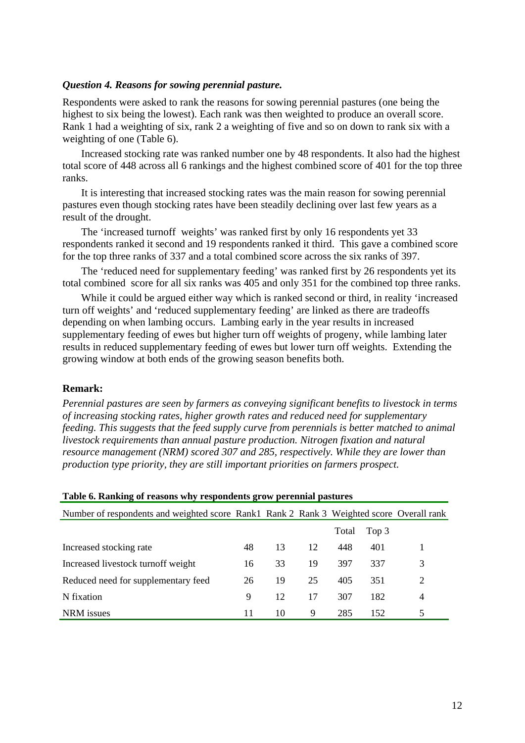***Question 4. Reasons for sowing perennial pasture.***

Respondents were asked to rank the reasons for sowing perennial pastures (one being the highest to six being the lowest). Each rank was then weighted to produce an overall score. Rank 1 had a weighting of six, rank 2 a weighting of five and so on down to rank six with a weighting of one (Table 6).

Increased stocking rate was ranked number one by 48 respondents. It also had the highest total score of 448 across all 6 rankings and the highest combined score of 401 for the top three ranks.

It is interesting that increased stocking rates was the main reason for sowing perennial pastures even though stocking rates have been steadily declining over last few years as a result of the drought.

The 'increased turnoff weights' was ranked first by only 16 respondents yet 33 respondents ranked it second and 19 respondents ranked it third. This gave a combined score for the top three ranks of 337 and a total combined score across the six ranks of 397.

The 'reduced need for supplementary feeding' was ranked first by 26 respondents yet its total combined score for all six ranks was 405 and only 351 for the combined top three ranks.

While it could be argued either way which is ranked second or third, in reality 'increased turn off weights' and 'reduced supplementary feeding' are linked as there are tradeoffs depending on when lambing occurs. Lambing early in the year results in increased supplementary feeding of ewes but higher turn off weights of progeny, while lambing later results in reduced supplementary feeding of ewes but lower turn off weights. Extending the growing window at both ends of the growing season benefits both.

**Remark:**

*Perennial pastures are seen by farmers as conveying significant benefits to livestock in terms of increasing stocking rates, higher growth rates and reduced need for supplementary feeding. This suggests that the feed supply curve from perennials is better matched to animal livestock requirements than annual pasture production. Nitrogen fixation and natural resource management (NRM) scored 307 and 285, respectively. While they are lower than production type priority, they are still important priorities on farmers prospect.*

**Table 6. Ranking of reasons why respondents grow perennial pastures**

| Number of respondents and weighted score | Rank1 | Rank 2 | Rank 3 | Weighted score | | Overall rank |
|---|---|---|---|---|---|---|
| | | | | Total | Top 3 | |
| Increased stocking rate | 48 | 13 | 12 | 448 | 401 | 1 |
| Increased livestock turnoff weight | 16 | 33 | 19 | 397 | 337 | 3 |
| Reduced need for supplementary feed | 26 | 19 | 25 | 405 | 351 | 2 |
| N fixation | 9 | 12 | 17 | 307 | 182 | 4 |
| NRM issues | 11 | 10 | 9 | 285 | 152 | 5 |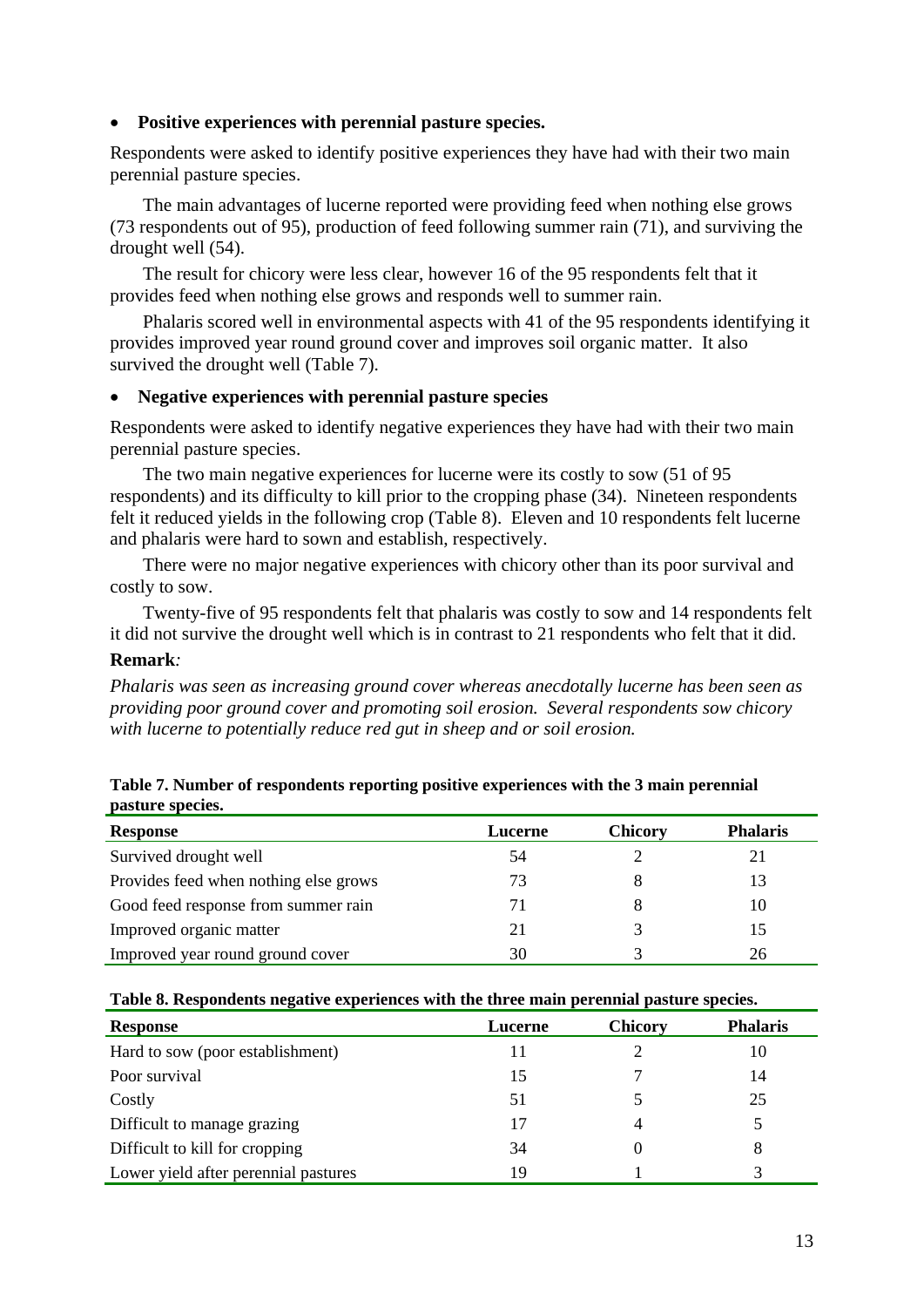- **Positive experiences with perennial pasture species.**

Respondents were asked to identify positive experiences they have had with their two main perennial pasture species.

The main advantages of lucerne reported were providing feed when nothing else grows (73 respondents out of 95), production of feed following summer rain (71), and surviving the drought well (54).

The result for chicory were less clear, however 16 of the 95 respondents felt that it provides feed when nothing else grows and responds well to summer rain.

Phalaris scored well in environmental aspects with 41 of the 95 respondents identifying it provides improved year round ground cover and improves soil organic matter. It also survived the drought well (Table 7).

- **Negative experiences with perennial pasture species**

Respondents were asked to identify negative experiences they have had with their two main perennial pasture species.

The two main negative experiences for lucerne were its costly to sow (51 of 95 respondents) and its difficulty to kill prior to the cropping phase (34). Nineteen respondents felt it reduced yields in the following crop (Table 8). Eleven and 10 respondents felt lucerne and phalaris were hard to sown and establish, respectively.

There were no major negative experiences with chicory other than its poor survival and costly to sow.

Twenty-five of 95 respondents felt that phalaris was costly to sow and 14 respondents felt it did not survive the drought well which is in contrast to 21 respondents who felt that it did.

**Remark***:*

*Phalaris was seen as increasing ground cover whereas anecdotally lucerne has been seen as providing poor ground cover and promoting soil erosion. Several respondents sow chicory with lucerne to potentially reduce red gut in sheep and or soil erosion.*

**Table 7. Number of respondents reporting positive experiences with the 3 main perennial pasture species.**

| Response | Lucerne | Chicory | Phalaris |
|---|---|---|---|
| Survived drought well | 54 | 2 | 21 |
| Provides feed when nothing else grows | 73 | 8 | 13 |
| Good feed response from summer rain | 71 | 8 | 10 |
| Improved organic matter | 21 | 3 | 15 |
| Improved year round ground cover | 30 | 3 | 26 |

**Table 8. Respondents negative experiences with the three main perennial pasture species.**

| Response | Lucerne | Chicory | Phalaris |
|---|---|---|---|
| Hard to sow (poor establishment) | 11 | 2 | 10 |
| Poor survival | 15 | 7 | 14 |
| Costly | 51 | 5 | 25 |
| Difficult to manage grazing | 17 | 4 | 5 |
| Difficult to kill for cropping | 34 | 0 | 8 |
| Lower yield after perennial pastures | 19 | 1 | 3 |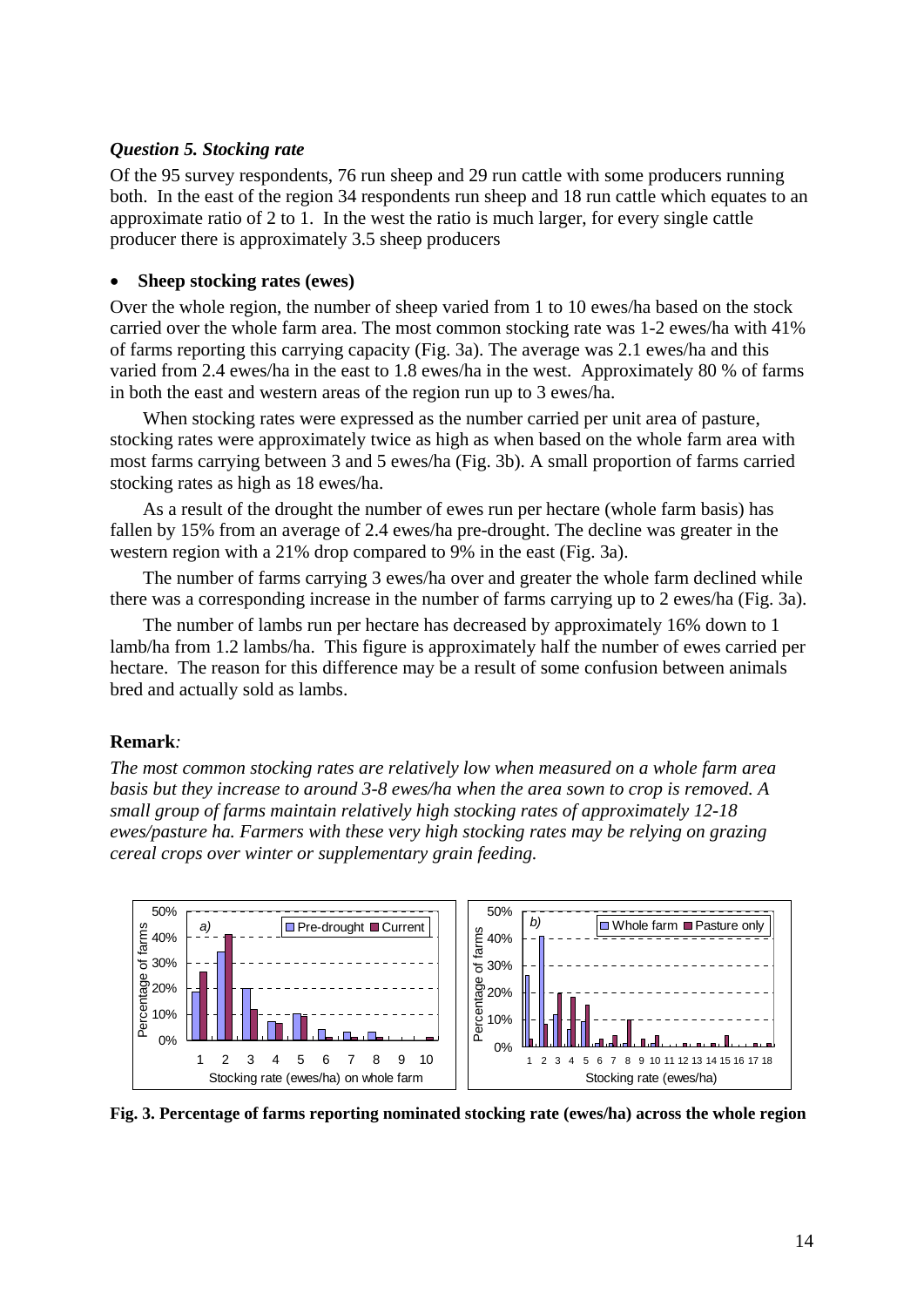### *Question 5. Stocking rate*

Of the 95 survey respondents, 76 run sheep and 29 run cattle with some producers running both. In the east of the region 34 respondents run sheep and 18 run cattle which equates to an approximate ratio of 2 to 1. In the west the ratio is much larger, for every single cattle producer there is approximately 3.5 sheep producers

- **Sheep stocking rates (ewes)**

Over the whole region, the number of sheep varied from 1 to 10 ewes/ha based on the stock carried over the whole farm area. The most common stocking rate was 1-2 ewes/ha with 41% of farms reporting this carrying capacity (Fig. 3a). The average was 2.1 ewes/ha and this varied from 2.4 ewes/ha in the east to 1.8 ewes/ha in the west. Approximately 80 % of farms in both the east and western areas of the region run up to 3 ewes/ha.

When stocking rates were expressed as the number carried per unit area of pasture, stocking rates were approximately twice as high as when based on the whole farm area with most farms carrying between 3 and 5 ewes/ha (Fig. 3b). A small proportion of farms carried stocking rates as high as 18 ewes/ha.

As a result of the drought the number of ewes run per hectare (whole farm basis) has fallen by 15% from an average of 2.4 ewes/ha pre-drought. The decline was greater in the western region with a 21% drop compared to 9% in the east (Fig. 3a).

The number of farms carrying 3 ewes/ha over and greater the whole farm declined while there was a corresponding increase in the number of farms carrying up to 2 ewes/ha (Fig. 3a).

The number of lambs run per hectare has decreased by approximately 16% down to 1 lamb/ha from 1.2 lambs/ha. This figure is approximately half the number of ewes carried per hectare. The reason for this difference may be a result of some confusion between animals bred and actually sold as lambs.

**Remark***:*

*The most common stocking rates are relatively low when measured on a whole farm area basis but they increase to around 3-8 ewes/ha when the area sown to crop is removed. A small group of farms maintain relatively high stocking rates of approximately 12-18 ewes/pasture ha. Farmers with these very high stocking rates may be relying on grazing cereal crops over winter or supplementary grain feeding.*

**Fig. 3. Percentage of farms reporting nominated stocking rate (ewes/ha) across the whole region**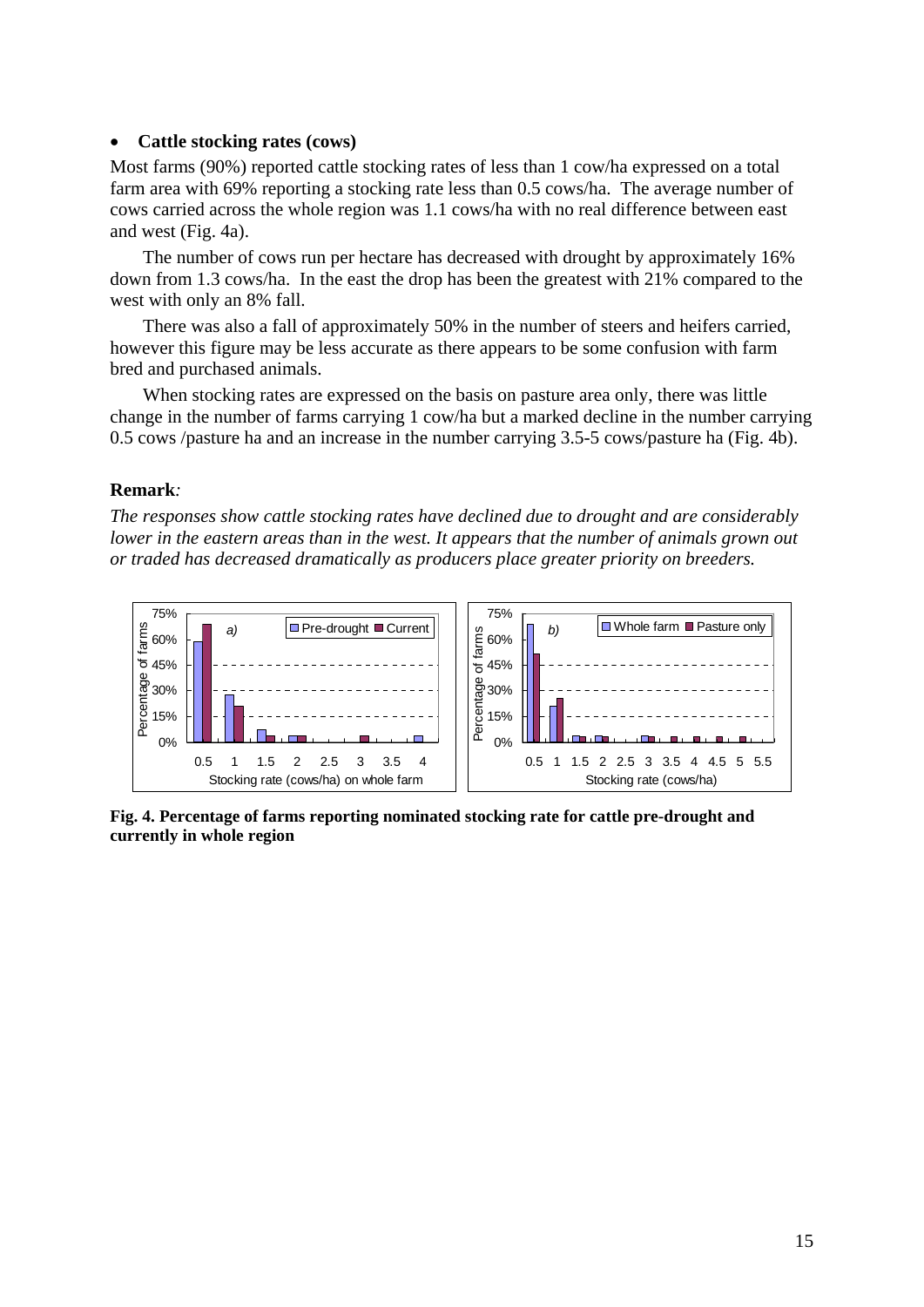- **Cattle stocking rates (cows)**

Most farms (90%) reported cattle stocking rates of less than 1 cow/ha expressed on a total farm area with 69% reporting a stocking rate less than 0.5 cows/ha. The average number of cows carried across the whole region was 1.1 cows/ha with no real difference between east and west (Fig. 4a).

The number of cows run per hectare has decreased with drought by approximately 16% down from 1.3 cows/ha. In the east the drop has been the greatest with 21% compared to the west with only an 8% fall.

There was also a fall of approximately 50% in the number of steers and heifers carried, however this figure may be less accurate as there appears to be some confusion with farm bred and purchased animals.

When stocking rates are expressed on the basis on pasture area only, there was little change in the number of farms carrying 1 cow/ha but a marked decline in the number carrying 0.5 cows /pasture ha and an increase in the number carrying 3.5-5 cows/pasture ha (Fig. 4b).

**Remark***:*

*The responses show cattle stocking rates have declined due to drought and are considerably lower in the eastern areas than in the west. It appears that the number of animals grown out or traded has decreased dramatically as producers place greater priority on breeders.*

**Fig. 4. Percentage of farms reporting nominated stocking rate for cattle pre-drought and currently in whole region**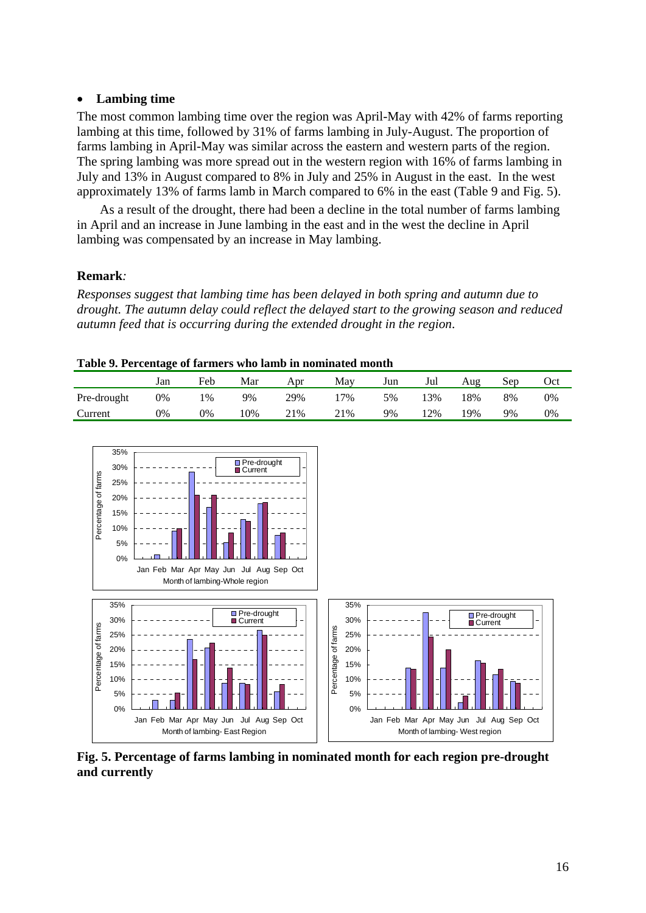- **Lambing time**

The most common lambing time over the region was April-May with 42% of farms reporting lambing at this time, followed by 31% of farms lambing in July-August. The proportion of farms lambing in April-May was similar across the eastern and western parts of the region. The spring lambing was more spread out in the western region with 16% of farms lambing in July and 13% in August compared to 8% in July and 25% in August in the east. In the west approximately 13% of farms lamb in March compared to 6% in the east (Table 9 and Fig. 5).

As a result of the drought, there had been a decline in the total number of farms lambing in April and an increase in June lambing in the east and in the west the decline in April lambing was compensated by an increase in May lambing.

**Remark***:*

*Responses suggest that lambing time has been delayed in both spring and autumn due to drought. The autumn delay could reflect the delayed start to the growing season and reduced autumn feed that is occurring during the extended drought in the region*.

**Table 9. Percentage of farmers who lamb in nominated month**

| | Jan | Feb | Mar | Apr | May | Jun | Jul | Aug | Sep | Oct |
|---|---|---|---|---|---|---|---|---|---|---|
| Pre-drought | 0% | 1% | 9% | 29% | 17% | 5% | 13% | 18% | 8% | 0% |
| Current | 0% | 0% | 10% | 21% | 21% | 9% | 12% | 19% | 9% | 0% |

**Fig. 5. Percentage of farms lambing in nominated month for each region pre-drought and currently**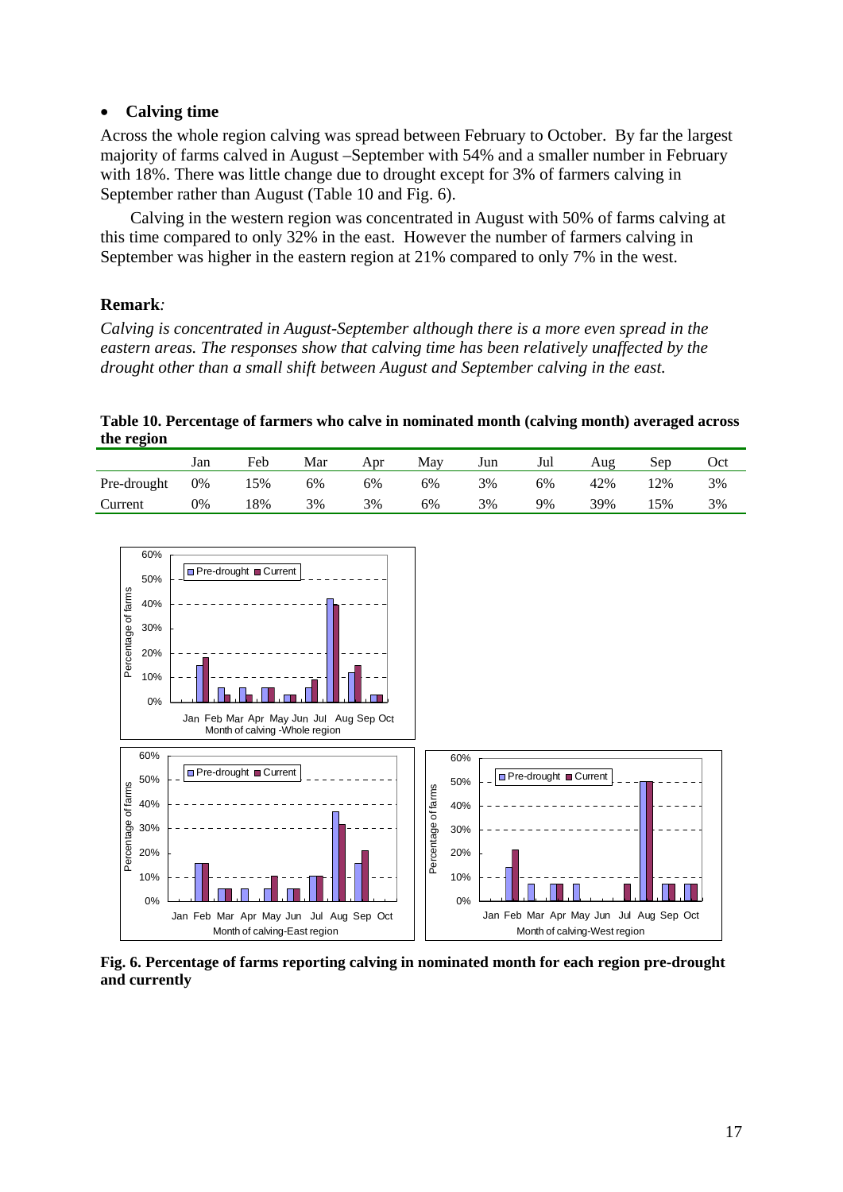- **Calving time**

Across the whole region calving was spread between February to October. By far the largest majority of farms calved in August –September with 54% and a smaller number in February with 18%. There was little change due to drought except for 3% of farmers calving in September rather than August (Table 10 and Fig. 6).

Calving in the western region was concentrated in August with 50% of farms calving at this time compared to only 32% in the east. However the number of farmers calving in September was higher in the eastern region at 21% compared to only 7% in the west.

**Remark***:*

*Calving is concentrated in August-September although there is a more even spread in the eastern areas. The responses show that calving time has been relatively unaffected by the drought other than a small shift between August and September calving in the east.*

**Table 10. Percentage of farmers who calve in nominated month (calving month) averaged across the region**

| | Jan | Feb | Mar | Apr | May | Jun | Jul | Aug | Sep | Oct |
|---|---|---|---|---|---|---|---|---|---|---|
| Pre-drought | 0% | 15% | 6% | 6% | 6% | 3% | 6% | 42% | 12% | 3% |
| Current | 0% | 18% | 3% | 3% | 6% | 3% | 9% | 39% | 15% | 3% |

**Fig. 6. Percentage of farms reporting calving in nominated month for each region pre-drought and currently**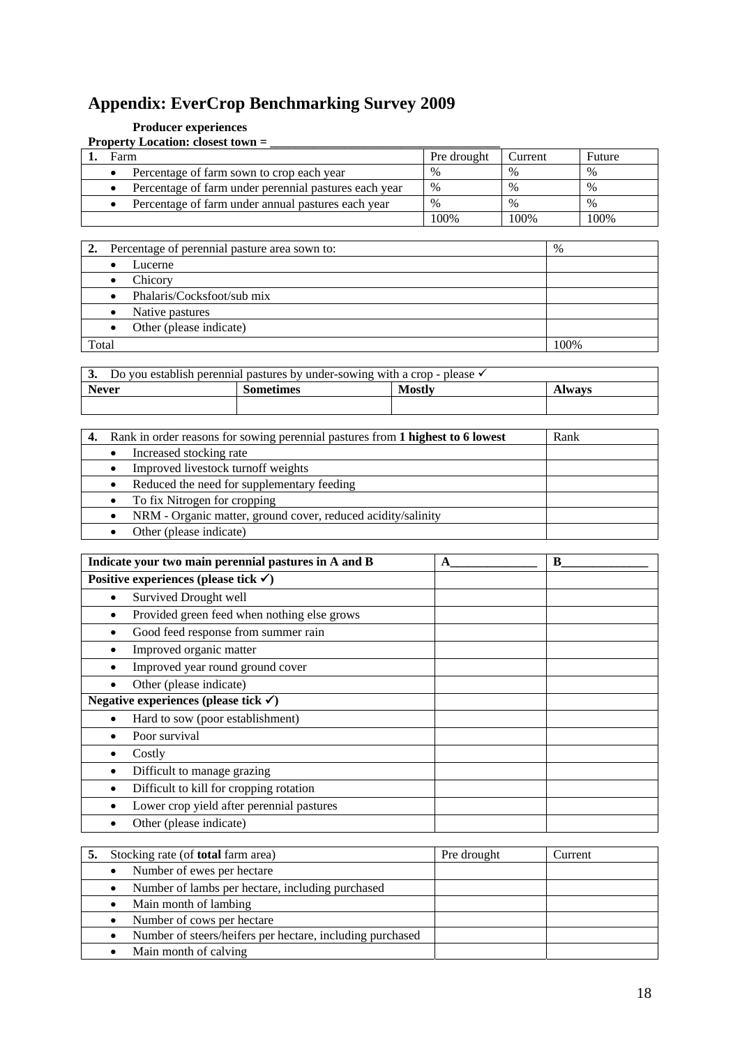# Appendix: EverCrop Benchmarking Survey 2009

**Producer experiences**

**Property Location: closest town = ___________________________________**

| 1. Farm | Pre drought | Current | Future |
|---|---|---|---|
| • Percentage of farm sown to crop each year | % | % | % |
| • Percentage of farm under perennial pastures each year | % | % | % |
| • Percentage of farm under annual pastures each year | % | % | % |
| | 100% | 100% | 100% |

| 2. Percentage of perennial pasture area sown to: | % |
|---|---|
| • Lucerne | |
| • Chicory | |
| • Phalaris/Cocksfoot/sub mix | |
| • Native pastures | |
| • Other (please indicate) | |
| Total | 100% |

| 3. Do you establish perennial pastures by under-sowing with a crop - please ✓ | | | |
|---|---|---|---|
| **Never** | **Sometimes** | **Mostly** | **Always** |
| | | | |

| 4. Rank in order reasons for sowing perennial pastures from **1 highest to 6 lowest** | Rank |
|---|---|
| • Increased stocking rate | |
| • Improved livestock turnoff weights | |
| • Reduced the need for supplementary feeding | |
| • To fix Nitrogen for cropping | |
| • NRM - Organic matter, ground cover, reduced acidity/salinity | |
| • Other (please indicate) | |

| **Indicate your two main perennial pastures in A and B** | **A______________** | **B______________** |
|---|---|---|
| **Positive experiences (please tick ✓)** | | |
| • Survived Drought well | | |
| • Provided green feed when nothing else grows | | |
| • Good feed response from summer rain | | |
| • Improved organic matter | | |
| • Improved year round ground cover | | |
| • Other (please indicate) | | |
| **Negative experiences (please tick ✓)** | | |
| • Hard to sow (poor establishment) | | |
| • Poor survival | | |
| • Costly | | |
| • Difficult to manage grazing | | |
| • Difficult to kill for cropping rotation | | |
| • Lower crop yield after perennial pastures | | |
| • Other (please indicate) | | |

| 5. Stocking rate (of **total** farm area) | Pre drought | Current |
|---|---|---|
| • Number of ewes per hectare | | |
| • Number of lambs per hectare, including purchased | | |
| • Main month of lambing | | |
| • Number of cows per hectare | | |
| • Number of steers/heifers per hectare, including purchased | | |
| • Main month of calving | | |